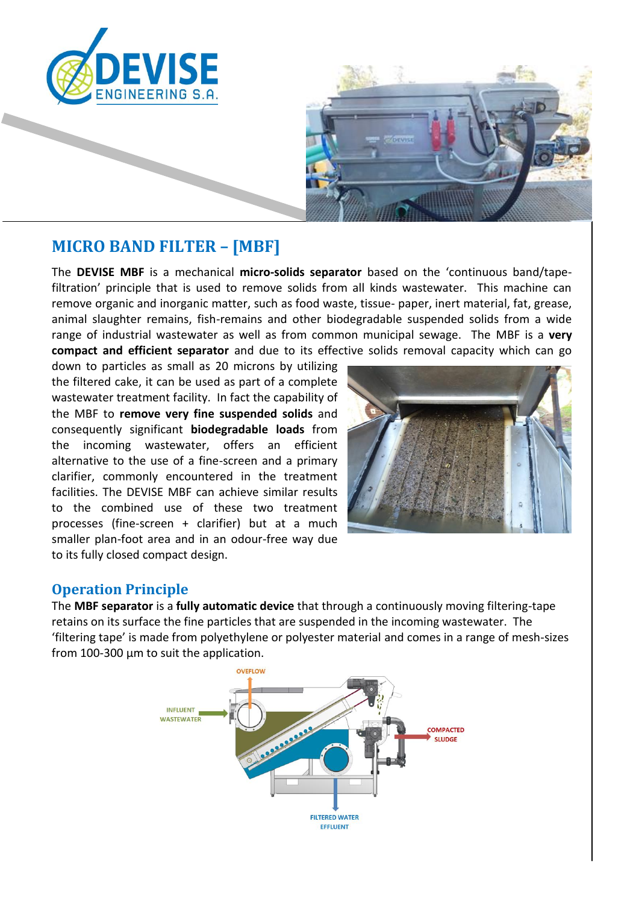## MICRO BAND FILTER – [MBF]

The **DEVISE MBF** is a mechanical **micro-solids separator** based on the 'continuous band/tape-filtration' principle that is used to remove solids from all kinds wastewater. This machine can remove organic and inorganic matter, such as food waste, tissue- paper, inert material, fat, grease, animal slaughter remains, fish-remains and other biodegradable suspended solids from a wide range of industrial wastewater as well as from common municipal sewage. The MBF is a **very compact and efficient separator** and due to its effective solids removal capacity which can go down to particles as small as 20 microns by utilizing the filtered cake, it can be used as part of a complete wastewater treatment facility. In fact the capability of the MBF to **remove very fine suspended solids** and consequently significant **biodegradable loads** from the incoming wastewater, offers an efficient alternative to the use of a fine-screen and a primary clarifier, commonly encountered in the treatment facilities. The DEVISE MBF can achieve similar results to the combined use of these two treatment processes (fine-screen + clarifier) but at a much smaller plan-foot area and in an odour-free way due to its fully closed compact design.

### Operation Principle

The **MBF separator** is a **fully automatic device** that through a continuously moving filtering-tape retains on its surface the fine particles that are suspended in the incoming wastewater. The 'filtering tape' is made from polyethylene or polyester material and comes in a range of mesh-sizes from 100-300 µm to suit the application.

OVEFLOW

INFLUENT WASTEWATER

COMPACTED SLUDGE

FILTERED WATER EFFLUENT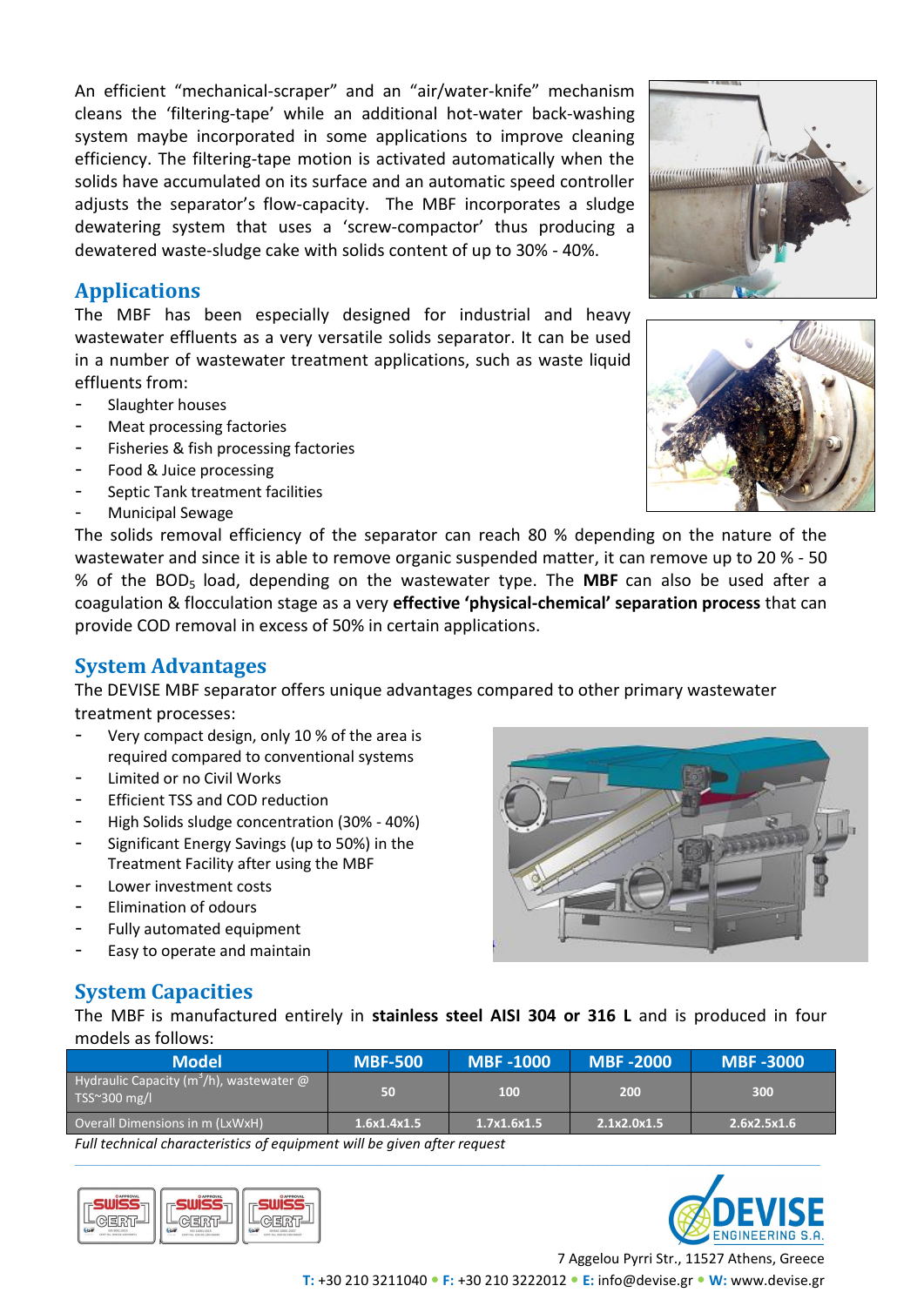An efficient "mechanical-scraper" and an "air/water-knife" mechanism cleans the 'filtering-tape' while an additional hot-water back-washing system maybe incorporated in some applications to improve cleaning efficiency. The filtering-tape motion is activated automatically when the solids have accumulated on its surface and an automatic speed controller adjusts the separator's flow-capacity. The MBF incorporates a sludge dewatering system that uses a 'screw-compactor' thus producing a dewatered waste-sludge cake with solids content of up to 30% - 40%.

## Applications

The MBF has been especially designed for industrial and heavy wastewater effluents as a very versatile solids separator. It can be used in a number of wastewater treatment applications, such as waste liquid effluents from:

- Slaughter houses
- Meat processing factories
- Fisheries & fish processing factories
- Food & Juice processing
- Septic Tank treatment facilities
- Municipal Sewage

The solids removal efficiency of the separator can reach 80 % depending on the nature of the wastewater and since it is able to remove organic suspended matter, it can remove up to 20 % - 50 % of the $BOD_5$ load, depending on the wastewater type. The **MBF** can also be used after a coagulation & flocculation stage as a very **effective 'physical-chemical' separation process** that can provide COD removal in excess of 50% in certain applications.

## System Advantages

The DEVISE MBF separator offers unique advantages compared to other primary wastewater treatment processes:

- Very compact design, only 10 % of the area is required compared to conventional systems
- Limited or no Civil Works
- Efficient TSS and COD reduction
- High Solids sludge concentration (30% - 40%)
- Significant Energy Savings (up to 50%) in the Treatment Facility after using the MBF
- Lower investment costs
- Elimination of odours
- Fully automated equipment
- Easy to operate and maintain

## System Capacities

The MBF is manufactured entirely in **stainless steel AISI 304 or 316 L** and is produced in four models as follows:

| Model | MBF-500 | MBF -1000 | MBF -2000 | MBF -3000 |
|---|---|---|---|---|
| Hydraulic Capacity ($m^3$/h), wastewater @ TSS~300 mg/l | 50 | 100 | 200 | 300 |
| Overall Dimensions in m (LxWxH) | 1.6x1.4x1.5 | 1.7x1.6x1.5 | 2.1x2.0x1.5 | 2.6x2.5x1.6 |

*Full technical characteristics of equipment will be given after request*

DEVISE ENGINEERING S.A.

7 Aggelou Pyrri Str., 11527 Athens, Greece

**T:** +30 210 3211040 • **F:** +30 210 3222012 • **E:** info@devise.gr • **W:** www.devise.gr